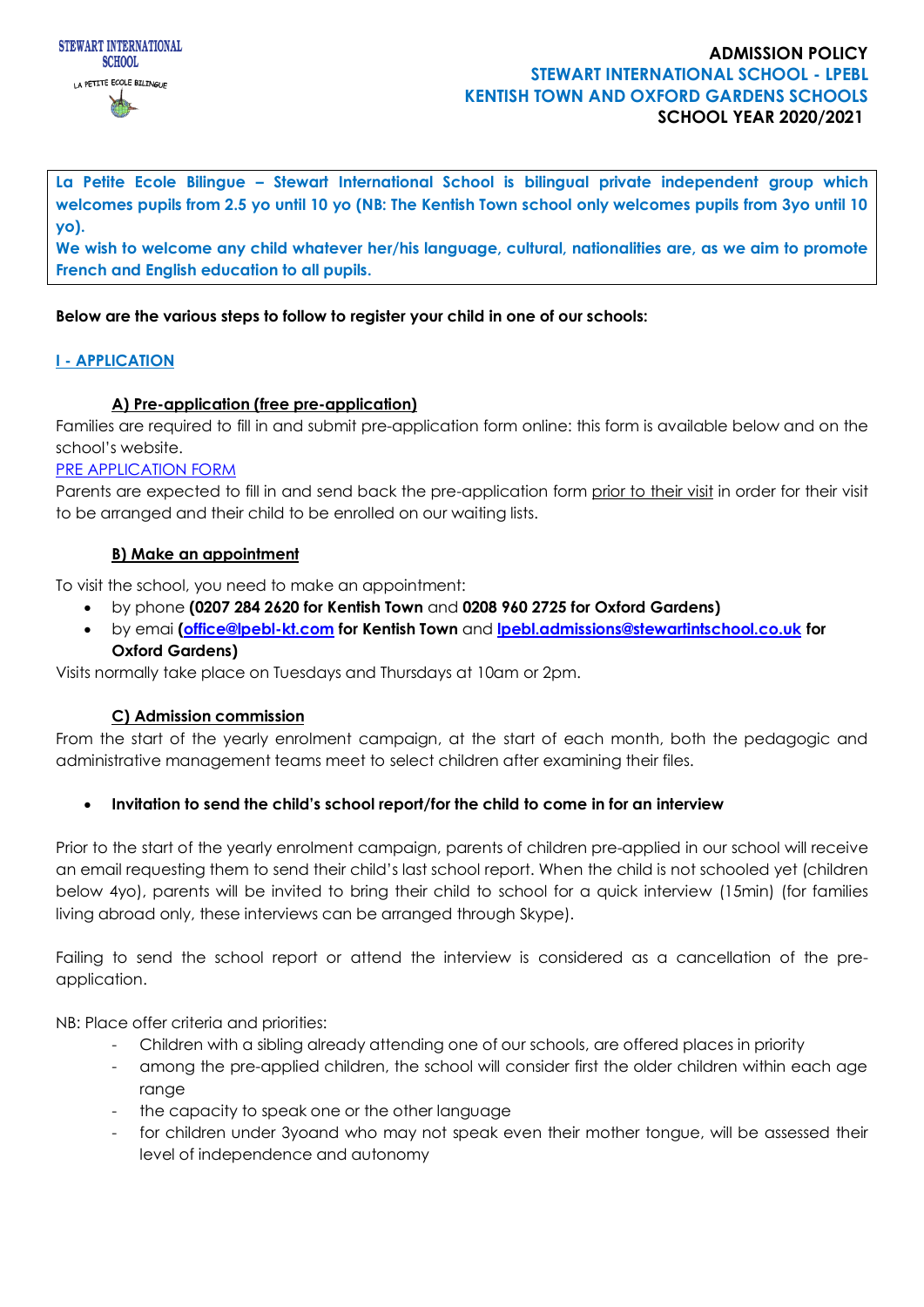STEWART INTERNATIONAL SCHOOL

LA PETITE ECOLE BILINGUE

# ADMISSION POLICY
## STEWART INTERNATIONAL SCHOOL - LPEBL
## KENTISH TOWN AND OXFORD GARDENS SCHOOLS
## SCHOOL YEAR 2020/2021

**La Petite Ecole Bilingue – Stewart International School is bilingual private independent group which welcomes pupils from 2.5 yo until 10 yo (NB: The Kentish Town school only welcomes pupils from 3yo until 10 yo).**
**We wish to welcome any child whatever her/his language, cultural, nationalities are, as we aim to promote French and English education to all pupils.**

**Below are the various steps to follow to register your child in one of our schools:**

## I - APPLICATION

### A) Pre-application (free pre-application)

Families are required to fill in and submit pre-application form online: this form is available below and on the school's website.

PRE APPLICATION FORM

Parents are expected to fill in and send back the pre-application form prior to their visit in order for their visit to be arranged and their child to be enrolled on our waiting lists.

### B) Make an appointment

To visit the school, you need to make an appointment:

- by phone **(0207 284 2620 for Kentish Town** and **0208 960 2725 for Oxford Gardens)**
- by emai **(office@lpebl-kt.com for Kentish Town** and **lpebl.admissions@stewartintschool.co.uk for Oxford Gardens)**

Visits normally take place on Tuesdays and Thursdays at 10am or 2pm.

### C) Admission commission

From the start of the yearly enrolment campaign, at the start of each month, both the pedagogic and administrative management teams meet to select children after examining their files.

- **Invitation to send the child's school report/for the child to come in for an interview**

Prior to the start of the yearly enrolment campaign, parents of children pre-applied in our school will receive an email requesting them to send their child's last school report. When the child is not schooled yet (children below 4yo), parents will be invited to bring their child to school for a quick interview (15min) (for families living abroad only, these interviews can be arranged through Skype).

Failing to send the school report or attend the interview is considered as a cancellation of the pre-application.

NB: Place offer criteria and priorities:

- Children with a sibling already attending one of our schools, are offered places in priority
- among the pre-applied children, the school will consider first the older children within each age range
- the capacity to speak one or the other language
- for children under 3yoand who may not speak even their mother tongue, will be assessed their level of independence and autonomy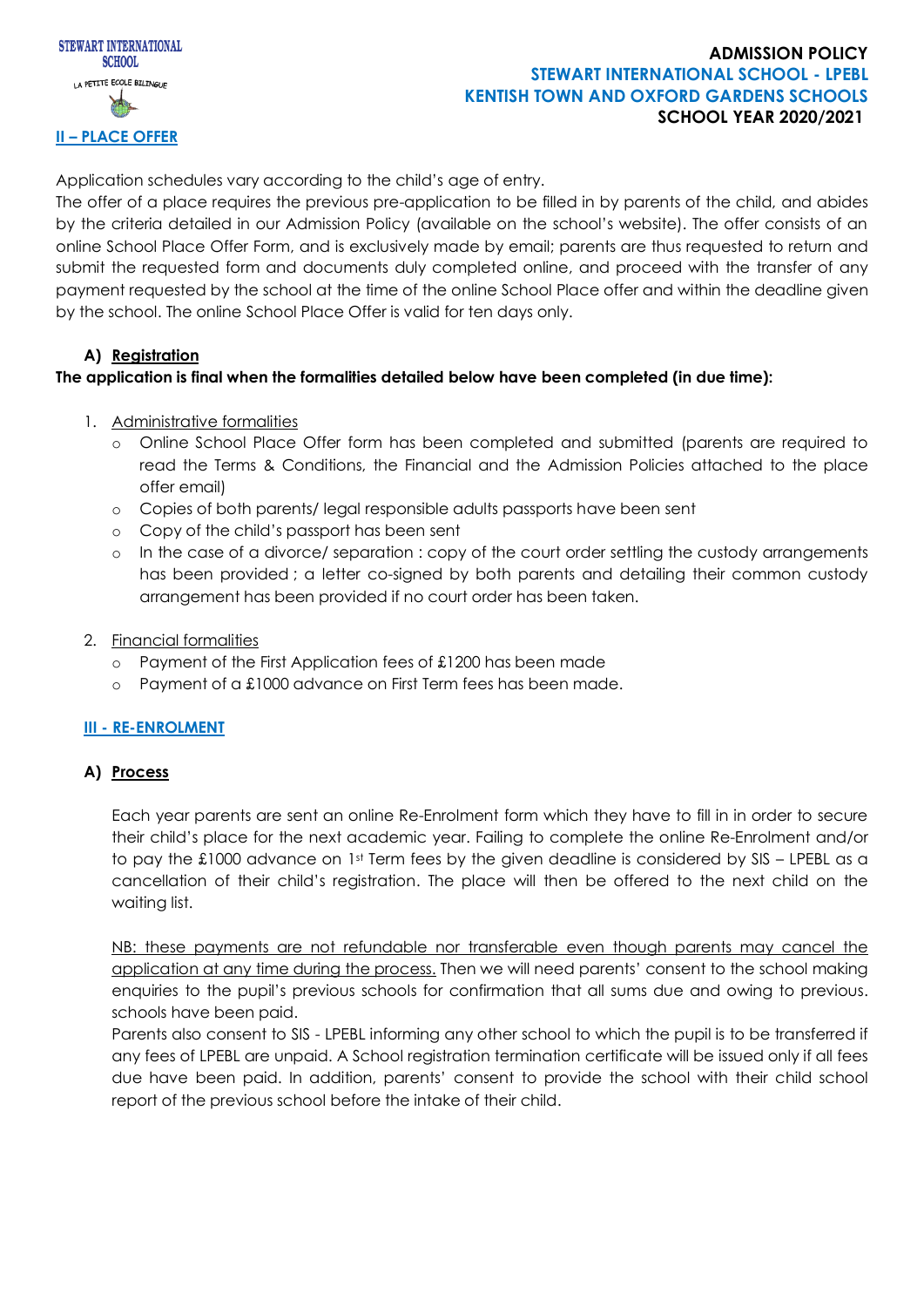## II – PLACE OFFER

Application schedules vary according to the child's age of entry.

The offer of a place requires the previous pre-application to be filled in by parents of the child, and abides by the criteria detailed in our Admission Policy (available on the school's website). The offer consists of an online School Place Offer Form, and is exclusively made by email; parents are thus requested to return and submit the requested form and documents duly completed online, and proceed with the transfer of any payment requested by the school at the time of the online School Place offer and within the deadline given by the school. The online School Place Offer is valid for ten days only.

### A) Registration

**The application is final when the formalities detailed below have been completed (in due time):**

1. Administrative formalities
   - Online School Place Offer form has been completed and submitted (parents are required to read the Terms & Conditions, the Financial and the Admission Policies attached to the place offer email)
   - Copies of both parents/ legal responsible adults passports have been sent
   - Copy of the child's passport has been sent
   - In the case of a divorce/ separation : copy of the court order settling the custody arrangements has been provided ; a letter co-signed by both parents and detailing their common custody arrangement has been provided if no court order has been taken.

2. Financial formalities
   - Payment of the First Application fees of £1200 has been made
   - Payment of a £1000 advance on First Term fees has been made.

## III - RE-ENROLMENT

### A) Process

Each year parents are sent an online Re-Enrolment form which they have to fill in in order to secure their child's place for the next academic year. Failing to complete the online Re-Enrolment and/or to pay the £1000 advance on 1st Term fees by the given deadline is considered by SIS – LPEBL as a cancellation of their child's registration. The place will then be offered to the next child on the waiting list.

NB: these payments are not refundable nor transferable even though parents may cancel the application at any time during the process. Then we will need parents' consent to the school making enquiries to the pupil's previous schools for confirmation that all sums due and owing to previous. schools have been paid.

Parents also consent to SIS - LPEBL informing any other school to which the pupil is to be transferred if any fees of LPEBL are unpaid. A School registration termination certificate will be issued only if all fees due have been paid. In addition, parents' consent to provide the school with their child school report of the previous school before the intake of their child.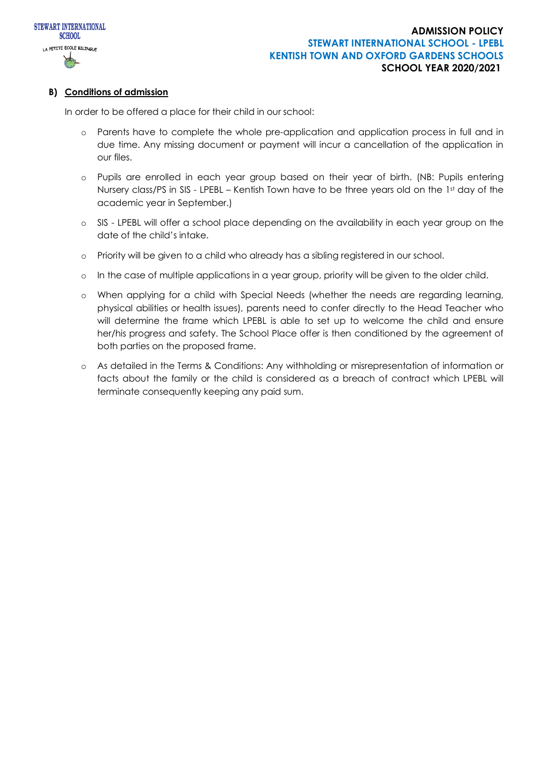**B) Conditions of admission**

In order to be offered a place for their child in our school:

- Parents have to complete the whole pre-application and application process in full and in due time. Any missing document or payment will incur a cancellation of the application in our files.
- Pupils are enrolled in each year group based on their year of birth. (NB: Pupils entering Nursery class/PS in SIS - LPEBL – Kentish Town have to be three years old on the 1st day of the academic year in September.)
- SIS - LPEBL will offer a school place depending on the availability in each year group on the date of the child's intake.
- Priority will be given to a child who already has a sibling registered in our school.
- In the case of multiple applications in a year group, priority will be given to the older child.
- When applying for a child with Special Needs (whether the needs are regarding learning, physical abilities or health issues), parents need to confer directly to the Head Teacher who will determine the frame which LPEBL is able to set up to welcome the child and ensure her/his progress and safety. The School Place offer is then conditioned by the agreement of both parties on the proposed frame.
- As detailed in the Terms & Conditions: Any withholding or misrepresentation of information or facts about the family or the child is considered as a breach of contract which LPEBL will terminate consequently keeping any paid sum.